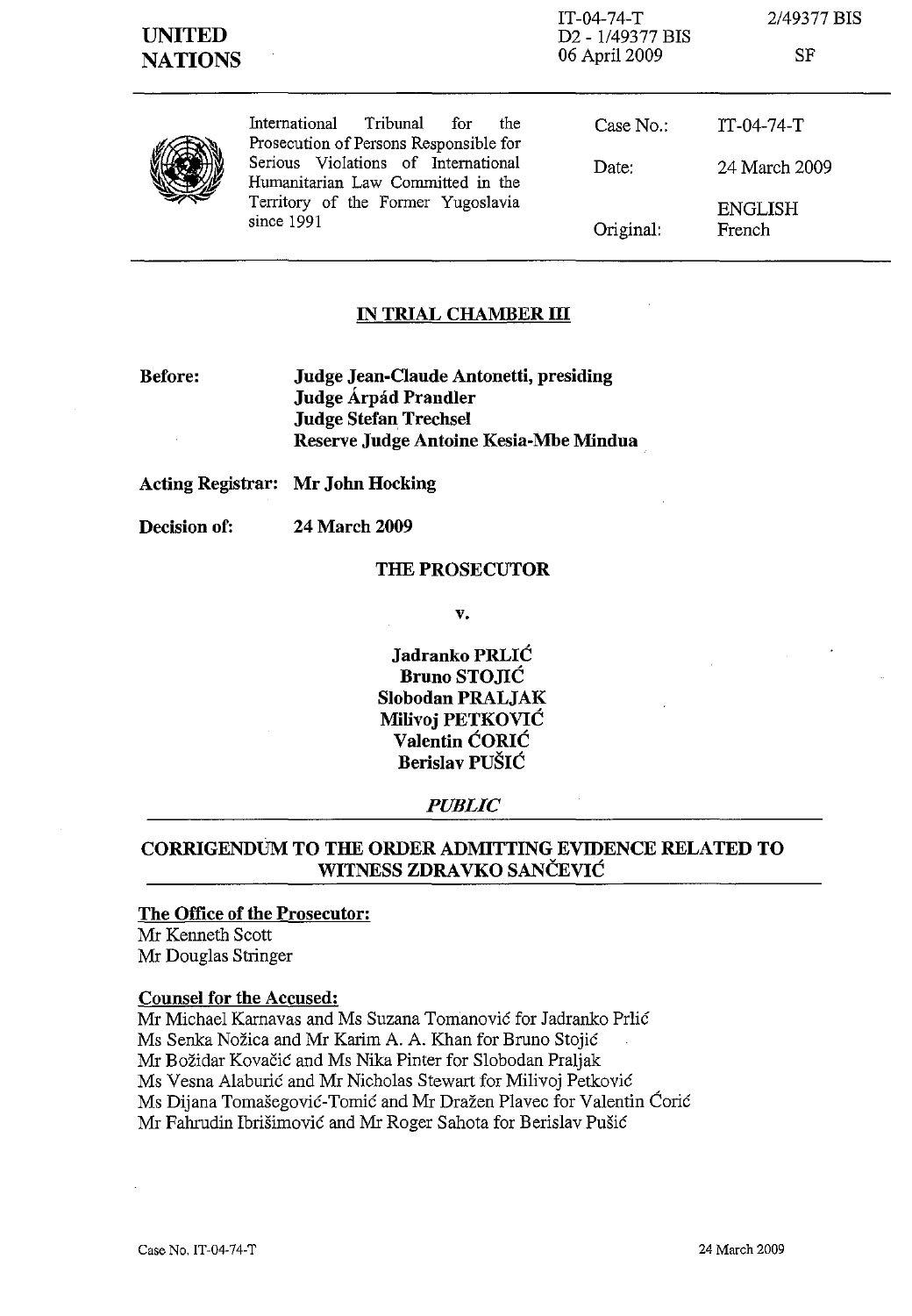**UNITED NATIONS**

IT-04-74-T
D2 - 1/49377 BIS
06 April 2009

2/49377 BIS

SF

International Tribunal for the Prosecution of Persons Responsible for Serious Violations of International Humanitarian Law Committed in the Territory of the Former Yugoslavia since 1991

| | |
|---|---|
| Case No.: | IT-04-74-T |
| Date: | 24 March 2009 |
| Original: | ENGLISH French |

## IN TRIAL CHAMBER III

**Before:** **Judge Jean-Claude Antonetti, presiding**
**Judge Árpád Prandler**
**Judge Stefan Trechsel**
**Reserve Judge Antoine Kesia-Mbe Mindua**

**Acting Registrar:** **Mr John Hocking**

**Decision of:** **24 March 2009**

**THE PROSECUTOR**

**v.**

**Jadranko PRLIĆ**
**Bruno STOJIĆ**
**Slobodan PRALJAK**
**Milivoj PETKOVIĆ**
**Valentin ĆORIĆ**
**Berislav PUŠIĆ**

***PUBLIC***

## CORRIGENDUM TO THE ORDER ADMITTING EVIDENCE RELATED TO WITNESS ZDRAVKO SANČEVIĆ

**The Office of the Prosecutor:**
Mr Kenneth Scott
Mr Douglas Stringer

**Counsel for the Accused:**
Mr Michael Karnavas and Ms Suzana Tomanović for Jadranko Prlić
Ms Senka Nožica and Mr Karim A. A. Khan for Bruno Stojić
Mr Božidar Kovačić and Ms Nika Pinter for Slobodan Praljak
Ms Vesna Alaburić and Mr Nicholas Stewart for Milivoj Petković
Ms Dijana Tomašegović-Tomić and Mr Dražen Plavec for Valentin Ćorić
Mr Fahrudin Ibrišimović and Mr Roger Sahota for Berislav Pušić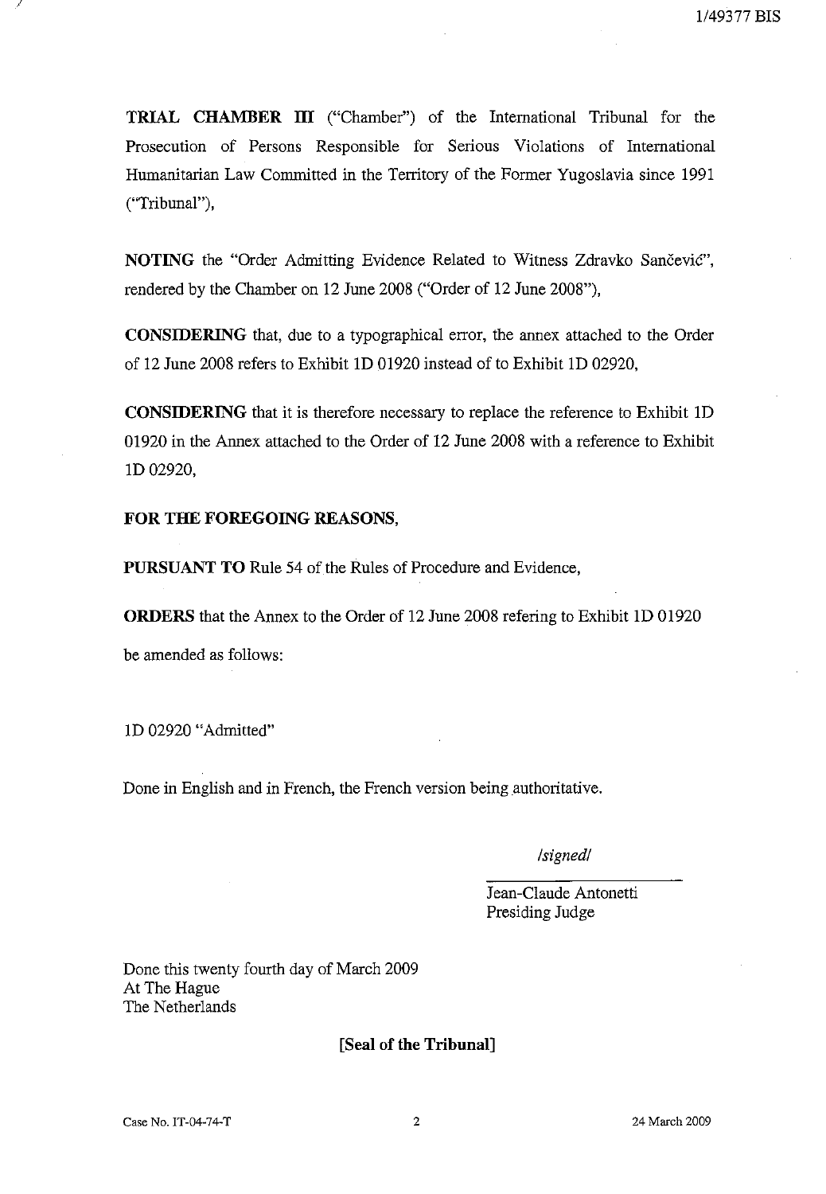**TRIAL CHAMBER III** ("Chamber") of the International Tribunal for the Prosecution of Persons Responsible for Serious Violations of International Humanitarian Law Committed in the Territory of the Former Yugoslavia since 1991 ("Tribunal"),

**NOTING** the "Order Admitting Evidence Related to Witness Zdravko Sančević", rendered by the Chamber on 12 June 2008 ("Order of 12 June 2008"),

**CONSIDERING** that, due to a typographical error, the annex attached to the Order of 12 June 2008 refers to Exhibit 1D 01920 instead of to Exhibit 1D 02920,

**CONSIDERING** that it is therefore necessary to replace the reference to Exhibit 1D 01920 in the Annex attached to the Order of 12 June 2008 with a reference to Exhibit 1D 02920,

**FOR THE FOREGOING REASONS,**

**PURSUANT TO** Rule 54 of the Rules of Procedure and Evidence,

**ORDERS** that the Annex to the Order of 12 June 2008 refering to Exhibit 1D 01920 be amended as follows:

1D 02920 "Admitted"

Done in English and in French, the French version being authoritative.

*/signed/*

Jean-Claude Antonetti
Presiding Judge

Done this twenty fourth day of March 2009
At The Hague
The Netherlands

**[Seal of the Tribunal]**